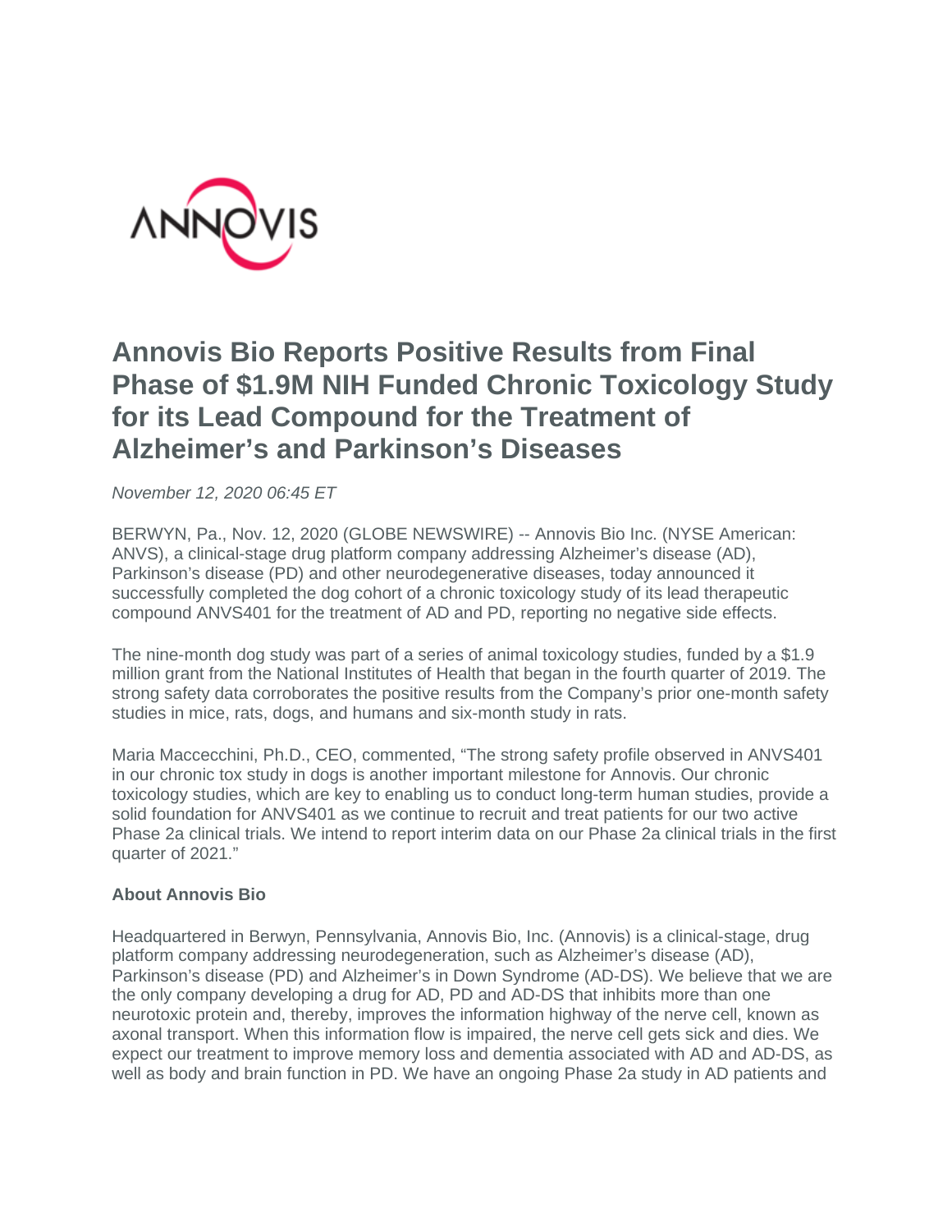# Annovis Bio Reports Positive Results from Final Phase of $1.9M NIH Funded Chronic Toxicology Study for its Lead Compound for the Treatment of Alzheimer's and Parkinson's Diseases

*November 12, 2020 06:45 ET*

BERWYN, Pa., Nov. 12, 2020 (GLOBE NEWSWIRE) -- Annovis Bio Inc. (NYSE American: ANVS), a clinical-stage drug platform company addressing Alzheimer's disease (AD), Parkinson's disease (PD) and other neurodegenerative diseases, today announced it successfully completed the dog cohort of a chronic toxicology study of its lead therapeutic compound ANVS401 for the treatment of AD and PD, reporting no negative side effects.

The nine-month dog study was part of a series of animal toxicology studies, funded by a $1.9 million grant from the National Institutes of Health that began in the fourth quarter of 2019. The strong safety data corroborates the positive results from the Company's prior one-month safety studies in mice, rats, dogs, and humans and six-month study in rats.

Maria Maccecchini, Ph.D., CEO, commented, "The strong safety profile observed in ANVS401 in our chronic tox study in dogs is another important milestone for Annovis. Our chronic toxicology studies, which are key to enabling us to conduct long-term human studies, provide a solid foundation for ANVS401 as we continue to recruit and treat patients for our two active Phase 2a clinical trials. We intend to report interim data on our Phase 2a clinical trials in the first quarter of 2021."

**About Annovis Bio**

Headquartered in Berwyn, Pennsylvania, Annovis Bio, Inc. (Annovis) is a clinical-stage, drug platform company addressing neurodegeneration, such as Alzheimer's disease (AD), Parkinson's disease (PD) and Alzheimer's in Down Syndrome (AD-DS). We believe that we are the only company developing a drug for AD, PD and AD-DS that inhibits more than one neurotoxic protein and, thereby, improves the information highway of the nerve cell, known as axonal transport. When this information flow is impaired, the nerve cell gets sick and dies. We expect our treatment to improve memory loss and dementia associated with AD and AD-DS, as well as body and brain function in PD. We have an ongoing Phase 2a study in AD patients and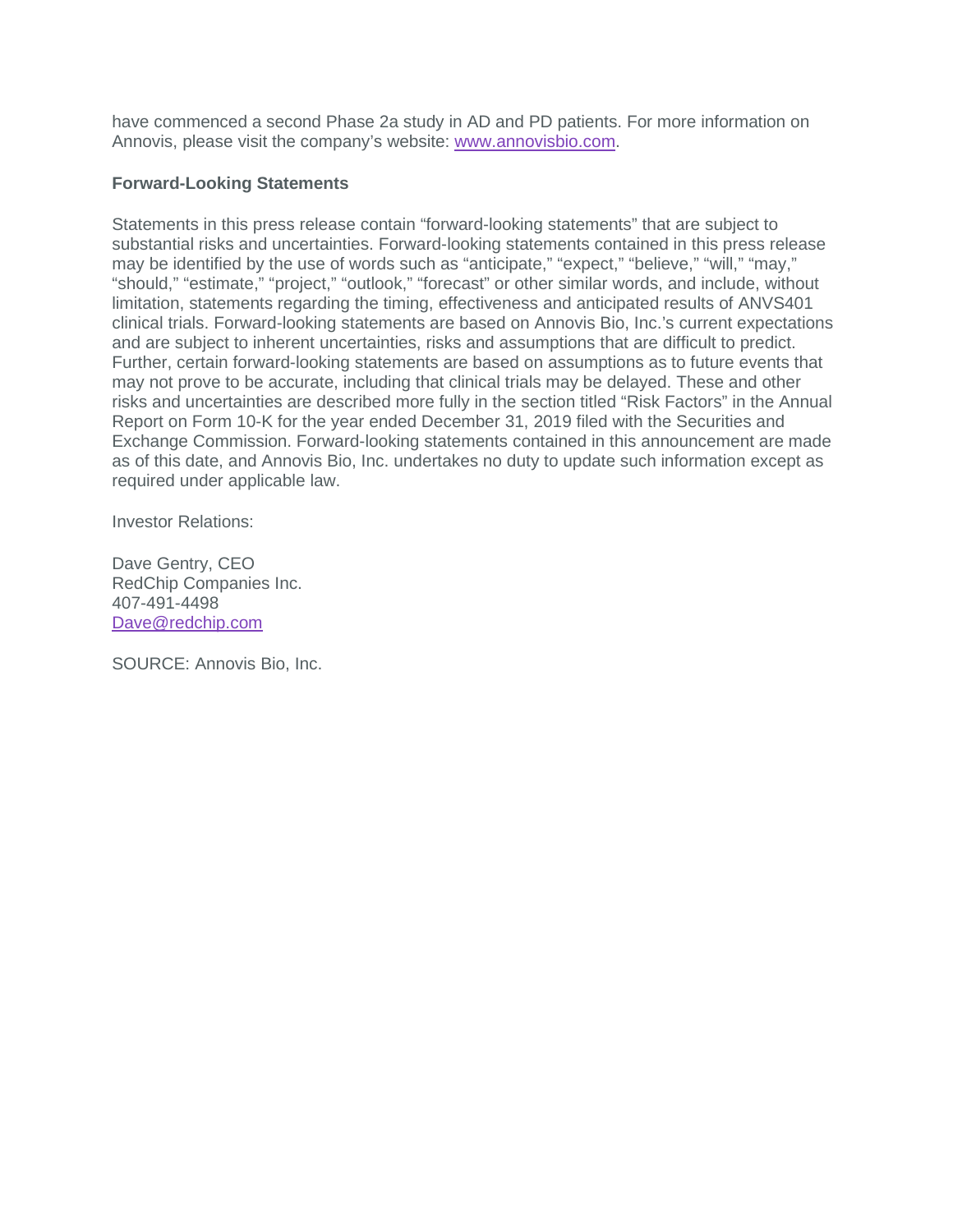have commenced a second Phase 2a study in AD and PD patients. For more information on Annovis, please visit the company's website: www.annovisbio.com.

**Forward-Looking Statements**

Statements in this press release contain "forward-looking statements" that are subject to substantial risks and uncertainties. Forward-looking statements contained in this press release may be identified by the use of words such as "anticipate," "expect," "believe," "will," "may," "should," "estimate," "project," "outlook," "forecast" or other similar words, and include, without limitation, statements regarding the timing, effectiveness and anticipated results of ANVS401 clinical trials. Forward-looking statements are based on Annovis Bio, Inc.'s current expectations and are subject to inherent uncertainties, risks and assumptions that are difficult to predict. Further, certain forward-looking statements are based on assumptions as to future events that may not prove to be accurate, including that clinical trials may be delayed. These and other risks and uncertainties are described more fully in the section titled "Risk Factors" in the Annual Report on Form 10-K for the year ended December 31, 2019 filed with the Securities and Exchange Commission. Forward-looking statements contained in this announcement are made as of this date, and Annovis Bio, Inc. undertakes no duty to update such information except as required under applicable law.

Investor Relations:

Dave Gentry, CEO
RedChip Companies Inc.
407-491-4498
Dave@redchip.com

SOURCE: Annovis Bio, Inc.